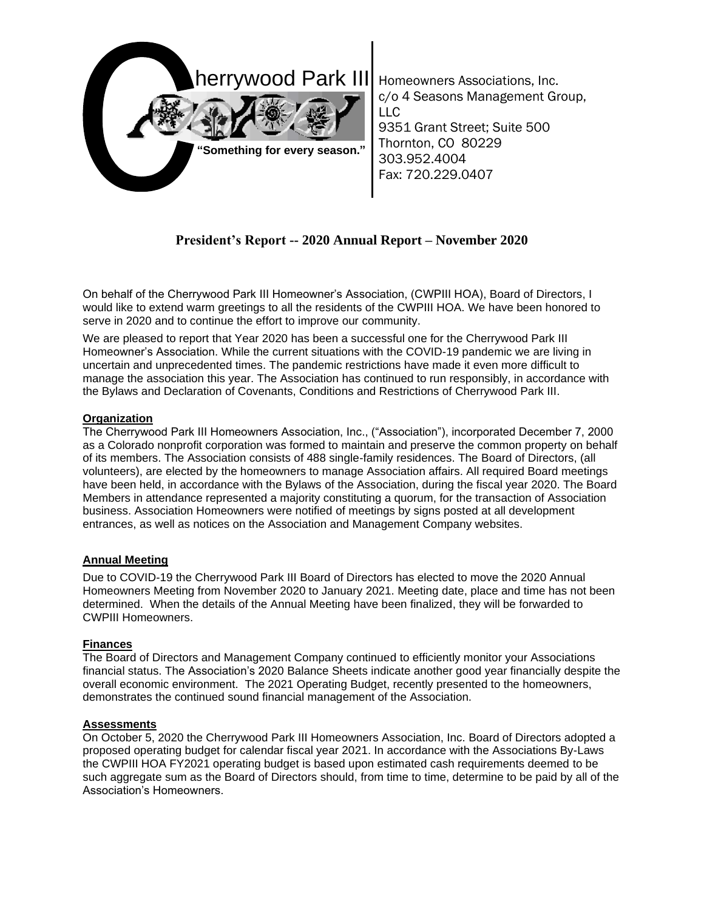Cherrywood Park III

"Something for every season."

Homeowners Associations, Inc.
c/o 4 Seasons Management Group, LLC
9351 Grant Street; Suite 500
Thornton, CO 80229
303.952.4004
Fax: 720.229.0407

# President's Report -- 2020 Annual Report – November 2020

On behalf of the Cherrywood Park III Homeowner's Association, (CWPIII HOA), Board of Directors, I would like to extend warm greetings to all the residents of the CWPIII HOA. We have been honored to serve in 2020 and to continue the effort to improve our community.

We are pleased to report that Year 2020 has been a successful one for the Cherrywood Park III Homeowner's Association. While the current situations with the COVID-19 pandemic we are living in uncertain and unprecedented times. The pandemic restrictions have made it even more difficult to manage the association this year. The Association has continued to run responsibly, in accordance with the Bylaws and Declaration of Covenants, Conditions and Restrictions of Cherrywood Park III.

## Organization

The Cherrywood Park III Homeowners Association, Inc., ("Association"), incorporated December 7, 2000 as a Colorado nonprofit corporation was formed to maintain and preserve the common property on behalf of its members. The Association consists of 488 single-family residences. The Board of Directors, (all volunteers), are elected by the homeowners to manage Association affairs. All required Board meetings have been held, in accordance with the Bylaws of the Association, during the fiscal year 2020. The Board Members in attendance represented a majority constituting a quorum, for the transaction of Association business. Association Homeowners were notified of meetings by signs posted at all development entrances, as well as notices on the Association and Management Company websites.

## Annual Meeting

Due to COVID-19 the Cherrywood Park III Board of Directors has elected to move the 2020 Annual Homeowners Meeting from November 2020 to January 2021. Meeting date, place and time has not been determined. When the details of the Annual Meeting have been finalized, they will be forwarded to CWPIII Homeowners.

## Finances

The Board of Directors and Management Company continued to efficiently monitor your Associations financial status. The Association's 2020 Balance Sheets indicate another good year financially despite the overall economic environment. The 2021 Operating Budget, recently presented to the homeowners, demonstrates the continued sound financial management of the Association.

## Assessments

On October 5, 2020 the Cherrywood Park III Homeowners Association, Inc. Board of Directors adopted a proposed operating budget for calendar fiscal year 2021. In accordance with the Associations By-Laws the CWPIII HOA FY2021 operating budget is based upon estimated cash requirements deemed to be such aggregate sum as the Board of Directors should, from time to time, determine to be paid by all of the Association's Homeowners.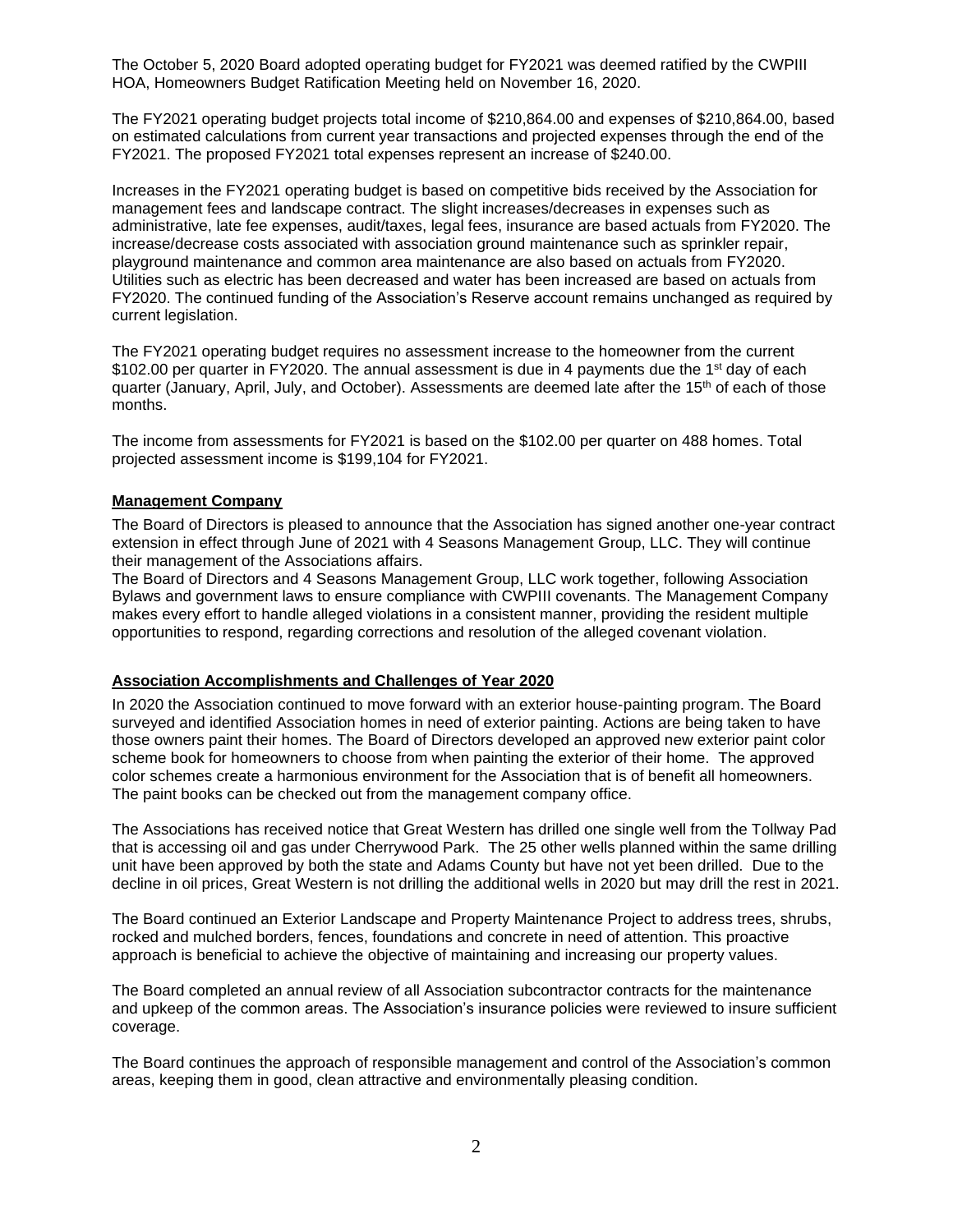The October 5, 2020 Board adopted operating budget for FY2021 was deemed ratified by the CWPIII HOA, Homeowners Budget Ratification Meeting held on November 16, 2020.

The FY2021 operating budget projects total income of $210,864.00 and expenses of $210,864.00, based on estimated calculations from current year transactions and projected expenses through the end of the FY2021. The proposed FY2021 total expenses represent an increase of $240.00.

Increases in the FY2021 operating budget is based on competitive bids received by the Association for management fees and landscape contract. The slight increases/decreases in expenses such as administrative, late fee expenses, audit/taxes, legal fees, insurance are based actuals from FY2020. The increase/decrease costs associated with association ground maintenance such as sprinkler repair, playground maintenance and common area maintenance are also based on actuals from FY2020. Utilities such as electric has been decreased and water has been increased are based on actuals from FY2020. The continued funding of the Association's Reserve account remains unchanged as required by current legislation.

The FY2021 operating budget requires no assessment increase to the homeowner from the current $102.00 per quarter in FY2020. The annual assessment is due in 4 payments due the 1st day of each quarter (January, April, July, and October). Assessments are deemed late after the 15th of each of those months.

The income from assessments for FY2021 is based on the $102.00 per quarter on 488 homes. Total projected assessment income is $199,104 for FY2021.

## Management Company

The Board of Directors is pleased to announce that the Association has signed another one-year contract extension in effect through June of 2021 with 4 Seasons Management Group, LLC. They will continue their management of the Associations affairs.

The Board of Directors and 4 Seasons Management Group, LLC work together, following Association Bylaws and government laws to ensure compliance with CWPIII covenants. The Management Company makes every effort to handle alleged violations in a consistent manner, providing the resident multiple opportunities to respond, regarding corrections and resolution of the alleged covenant violation.

## Association Accomplishments and Challenges of Year 2020

In 2020 the Association continued to move forward with an exterior house-painting program. The Board surveyed and identified Association homes in need of exterior painting. Actions are being taken to have those owners paint their homes. The Board of Directors developed an approved new exterior paint color scheme book for homeowners to choose from when painting the exterior of their home. The approved color schemes create a harmonious environment for the Association that is of benefit all homeowners. The paint books can be checked out from the management company office.

The Associations has received notice that Great Western has drilled one single well from the Tollway Pad that is accessing oil and gas under Cherrywood Park. The 25 other wells planned within the same drilling unit have been approved by both the state and Adams County but have not yet been drilled. Due to the decline in oil prices, Great Western is not drilling the additional wells in 2020 but may drill the rest in 2021.

The Board continued an Exterior Landscape and Property Maintenance Project to address trees, shrubs, rocked and mulched borders, fences, foundations and concrete in need of attention. This proactive approach is beneficial to achieve the objective of maintaining and increasing our property values.

The Board completed an annual review of all Association subcontractor contracts for the maintenance and upkeep of the common areas. The Association's insurance policies were reviewed to insure sufficient coverage.

The Board continues the approach of responsible management and control of the Association's common areas, keeping them in good, clean attractive and environmentally pleasing condition.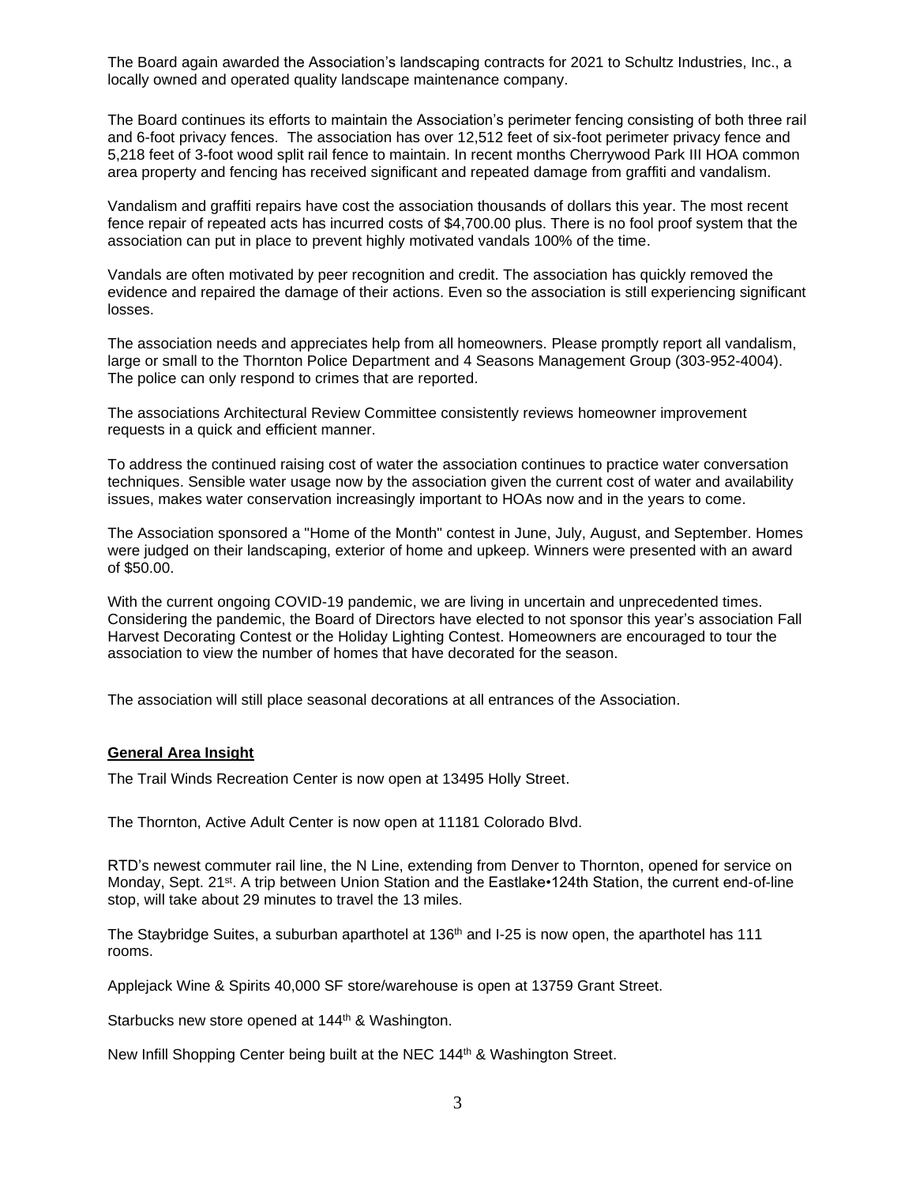The Board again awarded the Association's landscaping contracts for 2021 to Schultz Industries, Inc., a locally owned and operated quality landscape maintenance company.

The Board continues its efforts to maintain the Association's perimeter fencing consisting of both three rail and 6-foot privacy fences. The association has over 12,512 feet of six-foot perimeter privacy fence and 5,218 feet of 3-foot wood split rail fence to maintain. In recent months Cherrywood Park III HOA common area property and fencing has received significant and repeated damage from graffiti and vandalism.

Vandalism and graffiti repairs have cost the association thousands of dollars this year. The most recent fence repair of repeated acts has incurred costs of $4,700.00 plus. There is no fool proof system that the association can put in place to prevent highly motivated vandals 100% of the time.

Vandals are often motivated by peer recognition and credit. The association has quickly removed the evidence and repaired the damage of their actions. Even so the association is still experiencing significant losses.

The association needs and appreciates help from all homeowners. Please promptly report all vandalism, large or small to the Thornton Police Department and 4 Seasons Management Group (303-952-4004). The police can only respond to crimes that are reported.

The associations Architectural Review Committee consistently reviews homeowner improvement requests in a quick and efficient manner.

To address the continued raising cost of water the association continues to practice water conversation techniques. Sensible water usage now by the association given the current cost of water and availability issues, makes water conservation increasingly important to HOAs now and in the years to come.

The Association sponsored a "Home of the Month" contest in June, July, August, and September. Homes were judged on their landscaping, exterior of home and upkeep. Winners were presented with an award of $50.00.

With the current ongoing COVID-19 pandemic, we are living in uncertain and unprecedented times. Considering the pandemic, the Board of Directors have elected to not sponsor this year's association Fall Harvest Decorating Contest or the Holiday Lighting Contest. Homeowners are encouraged to tour the association to view the number of homes that have decorated for the season.

The association will still place seasonal decorations at all entrances of the Association.

## General Area Insight

The Trail Winds Recreation Center is now open at 13495 Holly Street.

The Thornton, Active Adult Center is now open at 11181 Colorado Blvd.

RTD's newest commuter rail line, the N Line, extending from Denver to Thornton, opened for service on Monday, Sept. 21st. A trip between Union Station and the Eastlake•124th Station, the current end-of-line stop, will take about 29 minutes to travel the 13 miles.

The Staybridge Suites, a suburban aparthotel at 136th and I-25 is now open, the aparthotel has 111 rooms.

Applejack Wine & Spirits 40,000 SF store/warehouse is open at 13759 Grant Street.

Starbucks new store opened at 144th & Washington.

New Infill Shopping Center being built at the NEC 144th & Washington Street.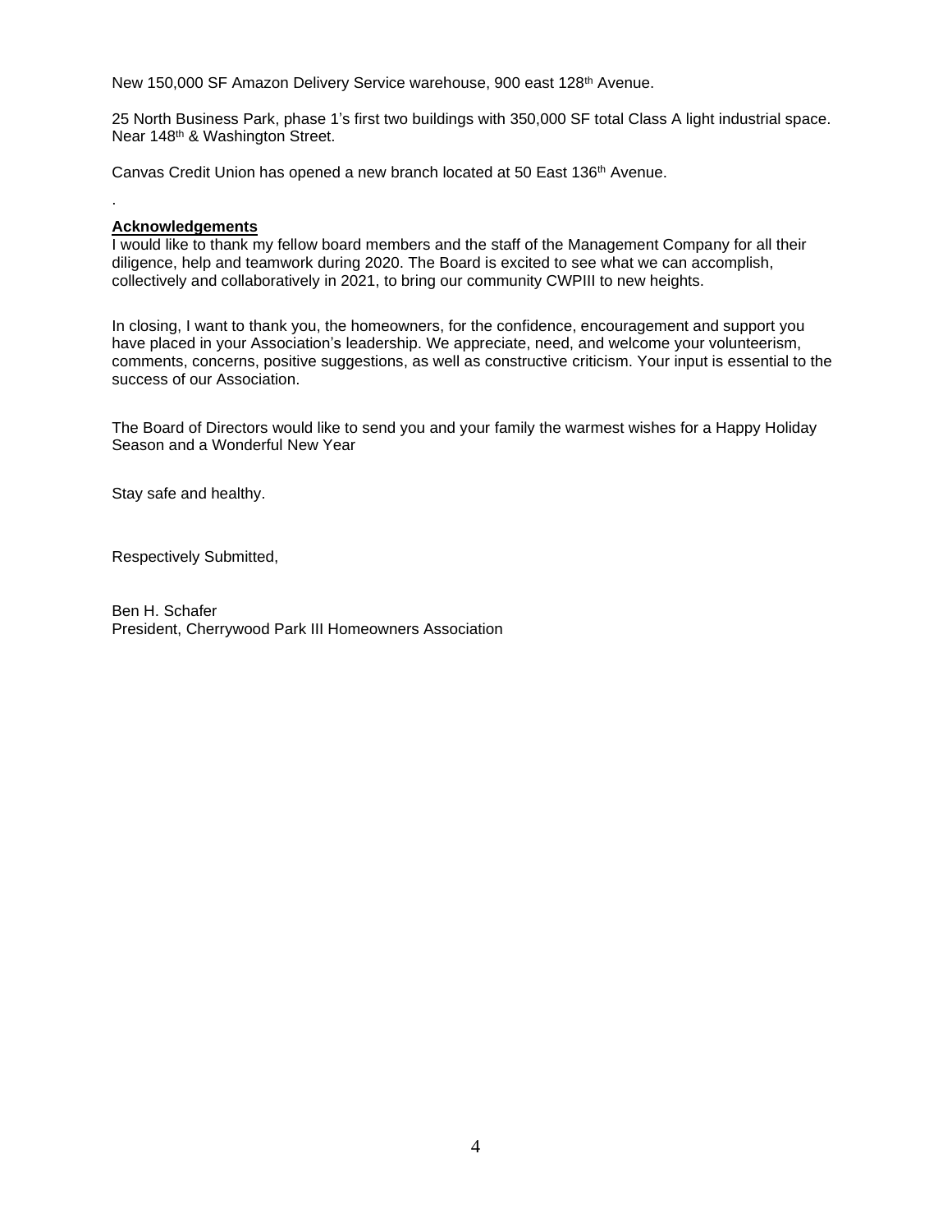New 150,000 SF Amazon Delivery Service warehouse, 900 east 128th Avenue.

25 North Business Park, phase 1's first two buildings with 350,000 SF total Class A light industrial space. Near 148th & Washington Street.

Canvas Credit Union has opened a new branch located at 50 East 136th Avenue.

.

**Acknowledgements**

I would like to thank my fellow board members and the staff of the Management Company for all their diligence, help and teamwork during 2020. The Board is excited to see what we can accomplish, collectively and collaboratively in 2021, to bring our community CWPIII to new heights.

In closing, I want to thank you, the homeowners, for the confidence, encouragement and support you have placed in your Association's leadership. We appreciate, need, and welcome your volunteerism, comments, concerns, positive suggestions, as well as constructive criticism. Your input is essential to the success of our Association.

The Board of Directors would like to send you and your family the warmest wishes for a Happy Holiday Season and a Wonderful New Year

Stay safe and healthy.

Respectively Submitted,

Ben H. Schafer
President, Cherrywood Park III Homeowners Association